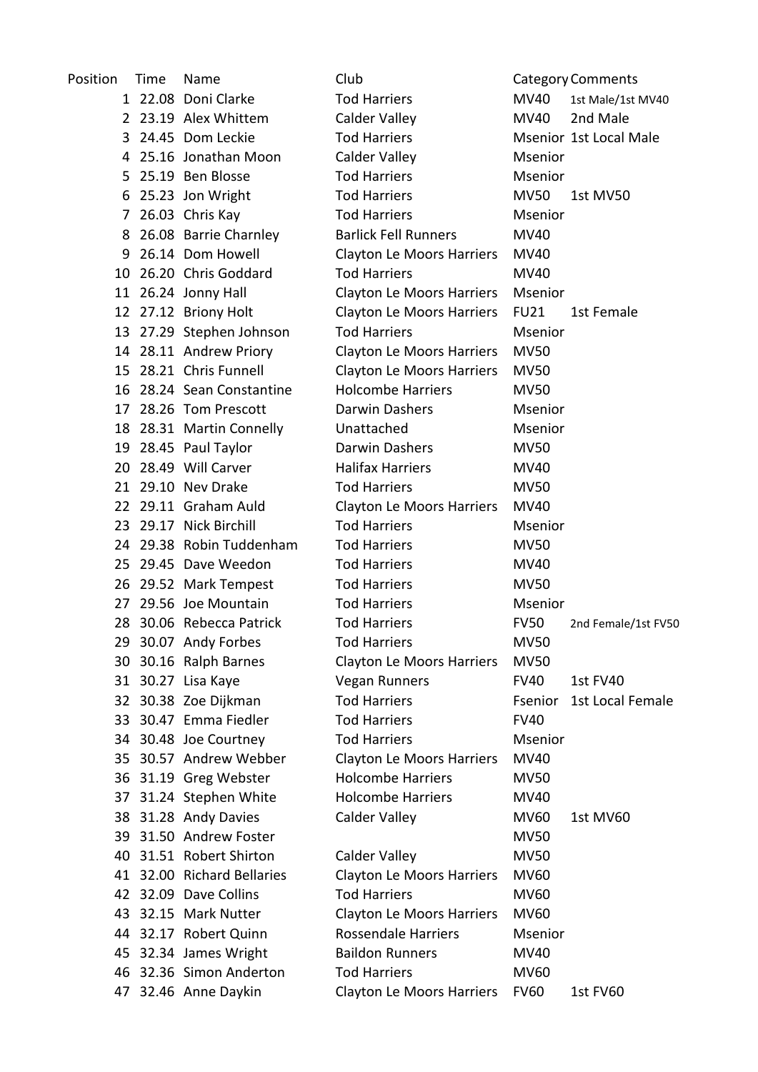| Position | Time | Name | Club | Category | Comments |
| --- | --- | --- | --- | --- | --- |
| 1 | 22.08 | Doni Clarke | Tod Harriers | MV40 | 1st Male/1st MV40 |
| 2 | 23.19 | Alex Whittem | Calder Valley | MV40 | 2nd Male |
| 3 | 24.45 | Dom Leckie | Tod Harriers | Msenior | 1st Local Male |
| 4 | 25.16 | Jonathan Moon | Calder Valley | Msenior | |
| 5 | 25.19 | Ben Blosse | Tod Harriers | Msenior | |
| 6 | 25.23 | Jon Wright | Tod Harriers | MV50 | 1st MV50 |
| 7 | 26.03 | Chris Kay | Tod Harriers | Msenior | |
| 8 | 26.08 | Barrie Charnley | Barlick Fell Runners | MV40 | |
| 9 | 26.14 | Dom Howell | Clayton Le Moors Harriers | MV40 | |
| 10 | 26.20 | Chris Goddard | Tod Harriers | MV40 | |
| 11 | 26.24 | Jonny Hall | Clayton Le Moors Harriers | Msenior | |
| 12 | 27.12 | Briony Holt | Clayton Le Moors Harriers | FU21 | 1st Female |
| 13 | 27.29 | Stephen Johnson | Tod Harriers | Msenior | |
| 14 | 28.11 | Andrew Priory | Clayton Le Moors Harriers | MV50 | |
| 15 | 28.21 | Chris Funnell | Clayton Le Moors Harriers | MV50 | |
| 16 | 28.24 | Sean Constantine | Holcombe Harriers | MV50 | |
| 17 | 28.26 | Tom Prescott | Darwin Dashers | Msenior | |
| 18 | 28.31 | Martin Connelly | Unattached | Msenior | |
| 19 | 28.45 | Paul Taylor | Darwin Dashers | MV50 | |
| 20 | 28.49 | Will Carver | Halifax Harriers | MV40 | |
| 21 | 29.10 | Nev Drake | Tod Harriers | MV50 | |
| 22 | 29.11 | Graham Auld | Clayton Le Moors Harriers | MV40 | |
| 23 | 29.17 | Nick Birchill | Tod Harriers | Msenior | |
| 24 | 29.38 | Robin Tuddenham | Tod Harriers | MV50 | |
| 25 | 29.45 | Dave Weedon | Tod Harriers | MV40 | |
| 26 | 29.52 | Mark Tempest | Tod Harriers | MV50 | |
| 27 | 29.56 | Joe Mountain | Tod Harriers | Msenior | |
| 28 | 30.06 | Rebecca Patrick | Tod Harriers | FV50 | 2nd Female/1st FV50 |
| 29 | 30.07 | Andy Forbes | Tod Harriers | MV50 | |
| 30 | 30.16 | Ralph Barnes | Clayton Le Moors Harriers | MV50 | |
| 31 | 30.27 | Lisa Kaye | Vegan Runners | FV40 | 1st FV40 |
| 32 | 30.38 | Zoe Dijkman | Tod Harriers | Fsenior | 1st Local Female |
| 33 | 30.47 | Emma Fiedler | Tod Harriers | FV40 | |
| 34 | 30.48 | Joe Courtney | Tod Harriers | Msenior | |
| 35 | 30.57 | Andrew Webber | Clayton Le Moors Harriers | MV40 | |
| 36 | 31.19 | Greg Webster | Holcombe Harriers | MV50 | |
| 37 | 31.24 | Stephen White | Holcombe Harriers | MV40 | |
| 38 | 31.28 | Andy Davies | Calder Valley | MV60 | 1st MV60 |
| 39 | 31.50 | Andrew Foster | | MV50 | |
| 40 | 31.51 | Robert Shirton | Calder Valley | MV50 | |
| 41 | 32.00 | Richard Bellaries | Clayton Le Moors Harriers | MV60 | |
| 42 | 32.09 | Dave Collins | Tod Harriers | MV60 | |
| 43 | 32.15 | Mark Nutter | Clayton Le Moors Harriers | MV60 | |
| 44 | 32.17 | Robert Quinn | Rossendale Harriers | Msenior | |
| 45 | 32.34 | James Wright | Baildon Runners | MV40 | |
| 46 | 32.36 | Simon Anderton | Tod Harriers | MV60 | |
| 47 | 32.46 | Anne Daykin | Clayton Le Moors Harriers | FV60 | 1st FV60 |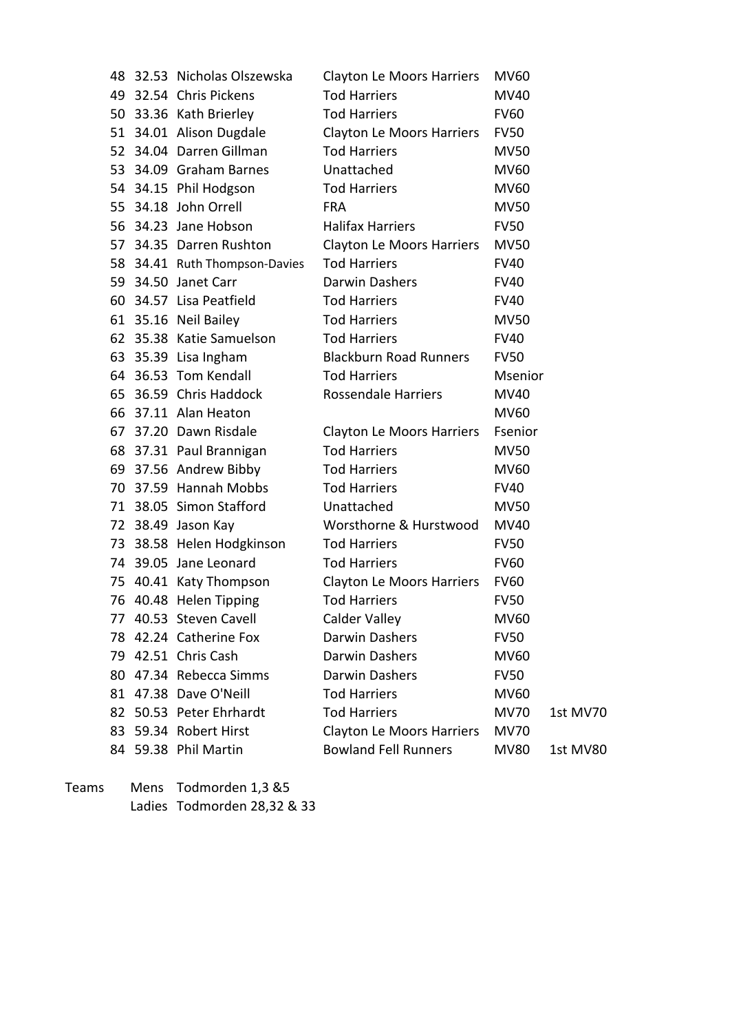| | | | | | |
|---|---|---|---|---|---|
| 48 | 32.53 | Nicholas Olszewska | Clayton Le Moors Harriers | MV60 | |
| 49 | 32.54 | Chris Pickens | Tod Harriers | MV40 | |
| 50 | 33.36 | Kath Brierley | Tod Harriers | FV60 | |
| 51 | 34.01 | Alison Dugdale | Clayton Le Moors Harriers | FV50 | |
| 52 | 34.04 | Darren Gillman | Tod Harriers | MV50 | |
| 53 | 34.09 | Graham Barnes | Unattached | MV60 | |
| 54 | 34.15 | Phil Hodgson | Tod Harriers | MV60 | |
| 55 | 34.18 | John Orrell | FRA | MV50 | |
| 56 | 34.23 | Jane Hobson | Halifax Harriers | FV50 | |
| 57 | 34.35 | Darren Rushton | Clayton Le Moors Harriers | MV50 | |
| 58 | 34.41 | Ruth Thompson-Davies | Tod Harriers | FV40 | |
| 59 | 34.50 | Janet Carr | Darwin Dashers | FV40 | |
| 60 | 34.57 | Lisa Peatfield | Tod Harriers | FV40 | |
| 61 | 35.16 | Neil Bailey | Tod Harriers | MV50 | |
| 62 | 35.38 | Katie Samuelson | Tod Harriers | FV40 | |
| 63 | 35.39 | Lisa Ingham | Blackburn Road Runners | FV50 | |
| 64 | 36.53 | Tom Kendall | Tod Harriers | Msenior | |
| 65 | 36.59 | Chris Haddock | Rossendale Harriers | MV40 | |
| 66 | 37.11 | Alan Heaton | | MV60 | |
| 67 | 37.20 | Dawn Risdale | Clayton Le Moors Harriers | Fsenior | |
| 68 | 37.31 | Paul Brannigan | Tod Harriers | MV50 | |
| 69 | 37.56 | Andrew Bibby | Tod Harriers | MV60 | |
| 70 | 37.59 | Hannah Mobbs | Tod Harriers | FV40 | |
| 71 | 38.05 | Simon Stafford | Unattached | MV50 | |
| 72 | 38.49 | Jason Kay | Worsthorne & Hurstwood | MV40 | |
| 73 | 38.58 | Helen Hodgkinson | Tod Harriers | FV50 | |
| 74 | 39.05 | Jane Leonard | Tod Harriers | FV60 | |
| 75 | 40.41 | Katy Thompson | Clayton Le Moors Harriers | FV60 | |
| 76 | 40.48 | Helen Tipping | Tod Harriers | FV50 | |
| 77 | 40.53 | Steven Cavell | Calder Valley | MV60 | |
| 78 | 42.24 | Catherine Fox | Darwin Dashers | FV50 | |
| 79 | 42.51 | Chris Cash | Darwin Dashers | MV60 | |
| 80 | 47.34 | Rebecca Simms | Darwin Dashers | FV50 | |
| 81 | 47.38 | Dave O'Neill | Tod Harriers | MV60 | |
| 82 | 50.53 | Peter Ehrhardt | Tod Harriers | MV70 | 1st MV70 |
| 83 | 59.34 | Robert Hirst | Clayton Le Moors Harriers | MV70 | |
| 84 | 59.38 | Phil Martin | Bowland Fell Runners | MV80 | 1st MV80 |

Teams
Mens Todmorden 1,3 &5
Ladies Todmorden 28,32 & 33